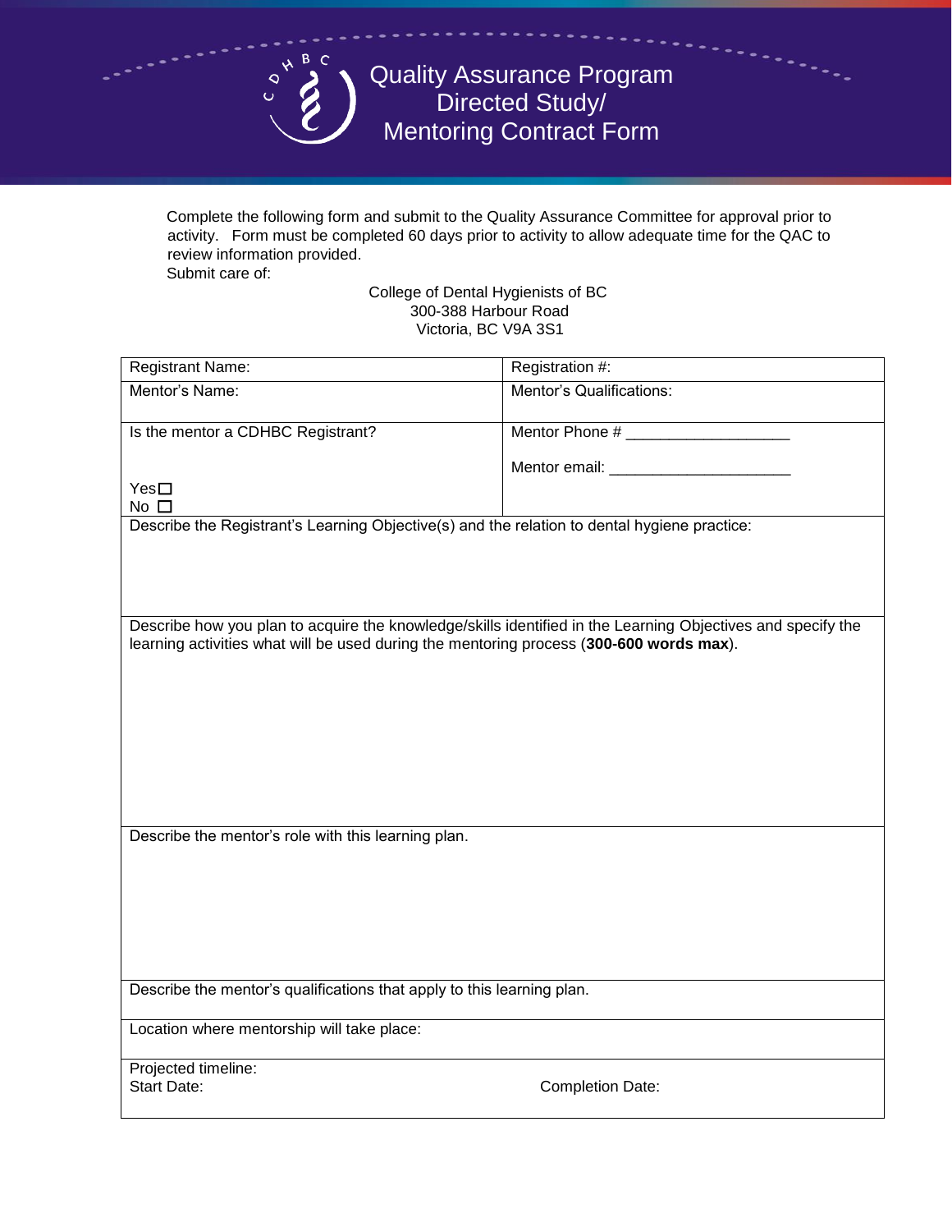# Quality Assurance Program Directed Study/ Mentoring Contract Form

Complete the following form and submit to the Quality Assurance Committee for approval prior to activity. Form must be completed 60 days prior to activity to allow adequate time for the QAC to review information provided.

Submit care of:

College of Dental Hygienists of BC
300-388 Harbour Road
Victoria, BC V9A 3S1

| Registrant Name: | Registration #: |
|---|---|
| Mentor's Name: | Mentor's Qualifications: |
| Is the mentor a CDHBC Registrant?<br><br>Yes ☐<br>No ☐ | Mentor Phone # ___________________<br><br>Mentor email: _____________________ |
| Describe the Registrant's Learning Objective(s) and the relation to dental hygiene practice: | |
| Describe how you plan to acquire the knowledge/skills identified in the Learning Objectives and specify the learning activities what will be used during the mentoring process (**300-600 words max**). | |
| Describe the mentor's role with this learning plan. | |
| Describe the mentor's qualifications that apply to this learning plan. | |
| Location where mentorship will take place: | |
| Projected timeline:<br>Start Date: | Completion Date: |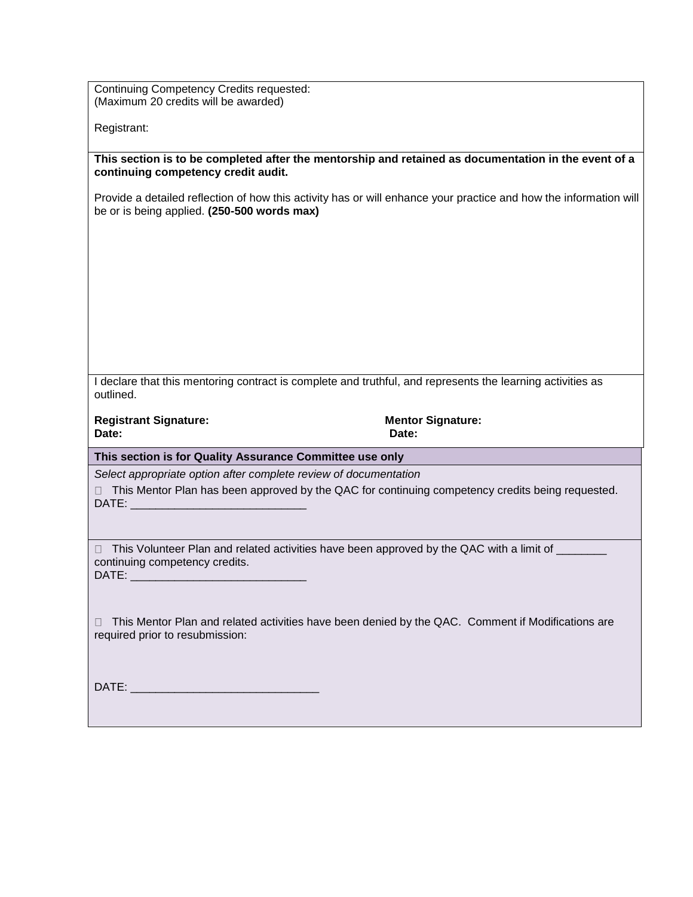Continuing Competency Credits requested:
(Maximum 20 credits will be awarded)

Registrant:

**This section is to be completed after the mentorship and retained as documentation in the event of a continuing competency credit audit.**

Provide a detailed reflection of how this activity has or will enhance your practice and how the information will be or is being applied. **(250-500 words max)**

I declare that this mentoring contract is complete and truthful, and represents the learning activities as outlined.

**Registrant Signature:**
**Date:**

**Mentor Signature:**
**Date:**

**This section is for Quality Assurance Committee use only**

*Select appropriate option after complete review of documentation*

☐ This Mentor Plan has been approved by the QAC for continuing competency credits being requested.
DATE: ___________________________

☐ This Volunteer Plan and related activities have been approved by the QAC with a limit of ________ continuing competency credits.
DATE: ___________________________

☐ This Mentor Plan and related activities have been denied by the QAC. Comment if Modifications are required prior to resubmission:

DATE: _____________________________